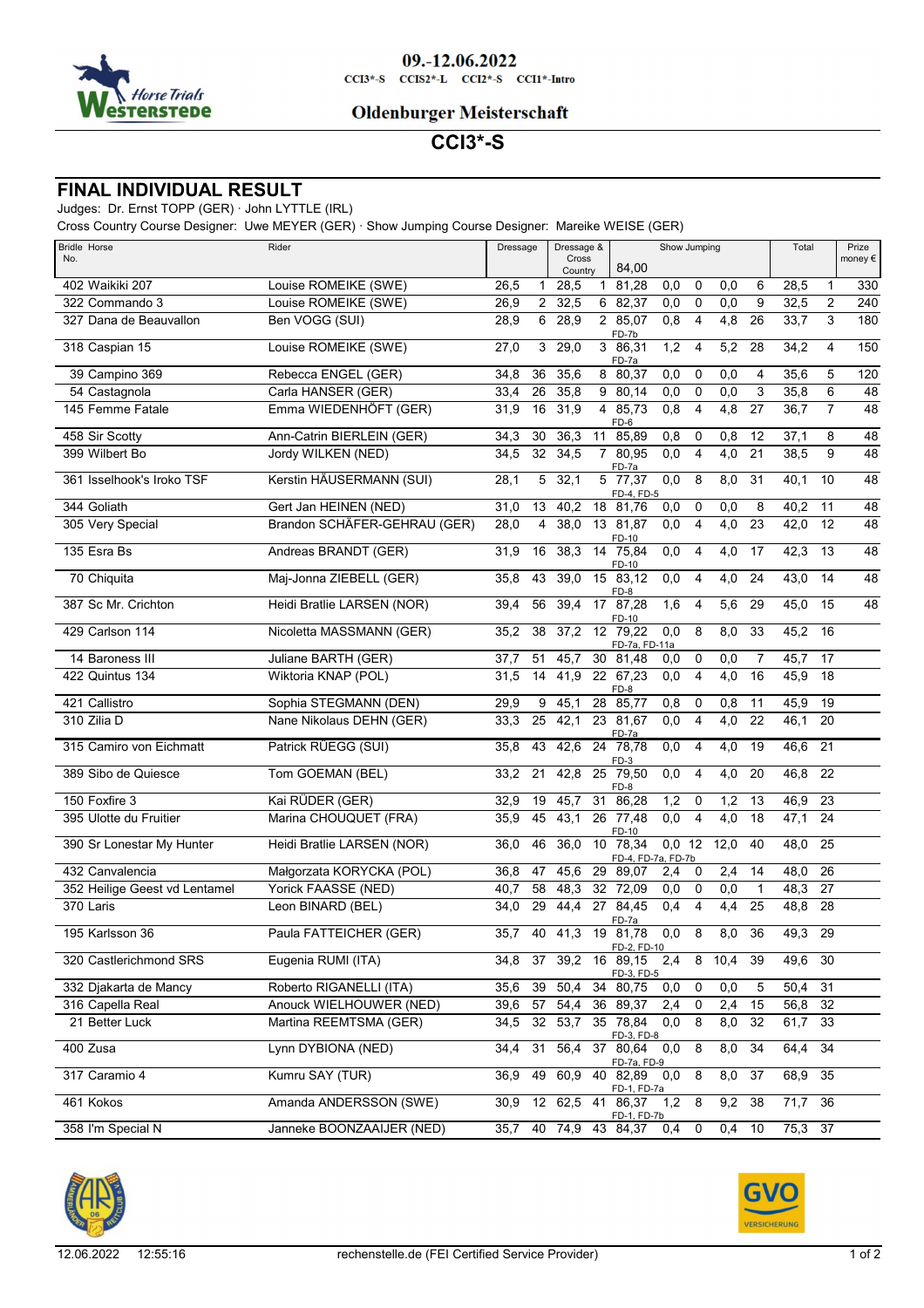09.-12.06.2022

CCI3*-S CCIS2*-L CCI2*-S CCI1*-Intro

Oldenburger Meisterschaft

# CCI3*-S

## FINAL INDIVIDUAL RESULT

Judges: Dr. Ernst TOPP (GER) · John LYTTLE (IRL)

Cross Country Course Designer: Uwe MEYER (GER) · Show Jumping Course Designer: Mareike WEISE (GER)

| Bridle No. | Horse | Rider | Dressage | | Dressage & Cross Country | | Show Jumping 84,00 | | | | | Total | | Prize money € |
|---|---|---|---|---|---|---|---|---|---|---|---|---|---|---|
| 402 | Waikiki 207 | Louise ROMEIKE (SWE) | 26,5 | 1 | 28,5 | 1 | 81,28 | 0,0 | 0 | 0,0 | 6 | 28,5 | 1 | 330 |
| 322 | Commando 3 | Louise ROMEIKE (SWE) | 26,9 | 2 | 32,5 | 6 | 82,37 | 0,0 | 0 | 0,0 | 9 | 32,5 | 2 | 240 |
| 327 | Dana de Beauvallon | Ben VOGG (SUI) | 28,9 | 6 | 28,9 | 2 | 85,07 FD-7b | 0,8 | 4 | 4,8 | 26 | 33,7 | 3 | 180 |
| 318 | Caspian 15 | Louise ROMEIKE (SWE) | 27,0 | 3 | 29,0 | 3 | 86,31 FD-7a | 1,2 | 4 | 5,2 | 28 | 34,2 | 4 | 150 |
| 39 | Campino 369 | Rebecca ENGEL (GER) | 34,8 | 36 | 35,6 | 8 | 80,37 | 0,0 | 0 | 0,0 | 4 | 35,6 | 5 | 120 |
| 54 | Castagnola | Carla HANSER (GER) | 33,4 | 26 | 35,8 | 9 | 80,14 | 0,0 | 0 | 0,0 | 3 | 35,8 | 6 | 48 |
| 145 | Femme Fatale | Emma WIEDENHÖFT (GER) | 31,9 | 16 | 31,9 | 4 | 85,73 FD-6 | 0,8 | 4 | 4,8 | 27 | 36,7 | 7 | 48 |
| 458 | Sir Scotty | Ann-Catrin BIERLEIN (GER) | 34,3 | 30 | 36,3 | 11 | 85,89 | 0,8 | 0 | 0,8 | 12 | 37,1 | 8 | 48 |
| 399 | Wilbert Bo | Jordy WILKEN (NED) | 34,5 | 32 | 34,5 | 7 | 80,95 FD-7a | 0,0 | 4 | 4,0 | 21 | 38,5 | 9 | 48 |
| 361 | Isselhook's Iroko TSF | Kerstin HÄUSERMANN (SUI) | 28,1 | 5 | 32,1 | 5 | 77,37 FD-4, FD-5 | 0,0 | 8 | 8,0 | 31 | 40,1 | 10 | 48 |
| 344 | Goliath | Gert Jan HEINEN (NED) | 31,0 | 13 | 40,2 | 18 | 81,76 | 0,0 | 0 | 0,0 | 8 | 40,2 | 11 | 48 |
| 305 | Very Special | Brandon SCHÄFER-GEHRAU (GER) | 28,0 | 4 | 38,0 | 13 | 81,87 FD-10 | 0,0 | 4 | 4,0 | 23 | 42,0 | 12 | 48 |
| 135 | Esra Bs | Andreas BRANDT (GER) | 31,9 | 16 | 38,3 | 14 | 75,84 FD-10 | 0,0 | 4 | 4,0 | 17 | 42,3 | 13 | 48 |
| 70 | Chiquita | Maj-Jonna ZIEBELL (GER) | 35,8 | 43 | 39,0 | 15 | 83,12 FD-8 | 0,0 | 4 | 4,0 | 24 | 43,0 | 14 | 48 |
| 387 | Sc Mr. Crichton | Heidi Bratlie LARSEN (NOR) | 39,4 | 56 | 39,4 | 17 | 87,28 FD-10 | 1,6 | 4 | 5,6 | 29 | 45,0 | 15 | 48 |
| 429 | Carlson 114 | Nicoletta MASSMANN (GER) | 35,2 | 38 | 37,2 | 12 | 79,22 FD-7a, FD-11a | 0,0 | 8 | 8,0 | 33 | 45,2 | 16 | |
| 14 | Baroness III | Juliane BARTH (GER) | 37,7 | 51 | 45,7 | 30 | 81,48 | 0,0 | 0 | 0,0 | 7 | 45,7 | 17 | |
| 422 | Quintus 134 | Wiktoria KNAP (POL) | 31,5 | 14 | 41,9 | 22 | 67,23 FD-8 | 0,0 | 4 | 4,0 | 16 | 45,9 | 18 | |
| 421 | Callistro | Sophia STEGMANN (DEN) | 29,9 | 9 | 45,1 | 28 | 85,77 | 0,8 | 0 | 0,8 | 11 | 45,9 | 19 | |
| 310 | Zilia D | Nane Nikolaus DEHN (GER) | 33,3 | 25 | 42,1 | 23 | 81,67 FD-7a | 0,0 | 4 | 4,0 | 22 | 46,1 | 20 | |
| 315 | Camiro von Eichmatt | Patrick RÜEGG (SUI) | 35,8 | 43 | 42,6 | 24 | 78,78 FD-3 | 0,0 | 4 | 4,0 | 19 | 46,6 | 21 | |
| 389 | Sibo de Quiesce | Tom GOEMAN (BEL) | 33,2 | 21 | 42,8 | 25 | 79,50 FD-8 | 0,0 | 4 | 4,0 | 20 | 46,8 | 22 | |
| 150 | Foxfire 3 | Kai RÜDER (GER) | 32,9 | 19 | 45,7 | 31 | 86,28 | 1,2 | 0 | 1,2 | 13 | 46,9 | 23 | |
| 395 | Ulotte du Fruitier | Marina CHOUQUET (FRA) | 35,9 | 45 | 43,1 | 26 | 77,48 FD-10 | 0,0 | 4 | 4,0 | 18 | 47,1 | 24 | |
| 390 | Sr Lonestar My Hunter | Heidi Bratlie LARSEN (NOR) | 36,0 | 46 | 36,0 | 10 | 78,34 FD-4, FD-7a, FD-7b | 0,0 | 12 | 12,0 | 40 | 48,0 | 25 | |
| 432 | Canvalencia | Małgorzata KORYCKA (POL) | 36,8 | 47 | 45,6 | 29 | 89,07 | 2,4 | 0 | 2,4 | 14 | 48,0 | 26 | |
| 352 | Heilige Geest vd Lentamel | Yorick FAASSE (NED) | 40,7 | 58 | 48,3 | 32 | 72,09 | 0,0 | 0 | 0,0 | 1 | 48,3 | 27 | |
| 370 | Laris | Leon BINARD (BEL) | 34,0 | 29 | 44,4 | 27 | 84,45 FD-7a | 0,4 | 4 | 4,4 | 25 | 48,8 | 28 | |
| 195 | Karlsson 36 | Paula FATTEICHER (GER) | 35,7 | 40 | 41,3 | 19 | 81,78 FD-2, FD-10 | 0,0 | 8 | 8,0 | 36 | 49,3 | 29 | |
| 320 | Castlerichmond SRS | Eugenia RUMI (ITA) | 34,8 | 37 | 39,2 | 16 | 89,15 FD-3, FD-5 | 2,4 | 8 | 10,4 | 39 | 49,6 | 30 | |
| 332 | Djakarta de Mancy | Roberto RIGANELLI (ITA) | 35,6 | 39 | 50,4 | 34 | 80,75 | 0,0 | 0 | 0,0 | 5 | 50,4 | 31 | |
| 316 | Capella Real | Anouck WIELHOUWER (NED) | 39,6 | 57 | 54,4 | 36 | 89,37 | 2,4 | 0 | 2,4 | 15 | 56,8 | 32 | |
| 21 | Better Luck | Martina REEMTSMA (GER) | 34,5 | 32 | 53,7 | 35 | 78,84 FD-3, FD-8 | 0,0 | 8 | 8,0 | 32 | 61,7 | 33 | |
| 400 | Zusa | Lynn DYBIONA (NED) | 34,4 | 31 | 56,4 | 37 | 80,64 FD-7a, FD-9 | 0,0 | 8 | 8,0 | 34 | 64,4 | 34 | |
| 317 | Caramio 4 | Kumru SAY (TUR) | 36,9 | 49 | 60,9 | 40 | 82,89 FD-1, FD-7a | 0,0 | 8 | 8,0 | 37 | 68,9 | 35 | |
| 461 | Kokos | Amanda ANDERSSON (SWE) | 30,9 | 12 | 62,5 | 41 | 86,37 FD-1, FD-7b | 1,2 | 8 | 9,2 | 38 | 71,7 | 36 | |
| 358 | I'm Special N | Janneke BOONZAAIJER (NED) | 35,7 | 40 | 74,9 | 43 | 84,37 | 0,4 | 0 | 0,4 | 10 | 75,3 | 37 | |

12.06.2022 12:55:16 rechenstelle.de (FEI Certified Service Provider)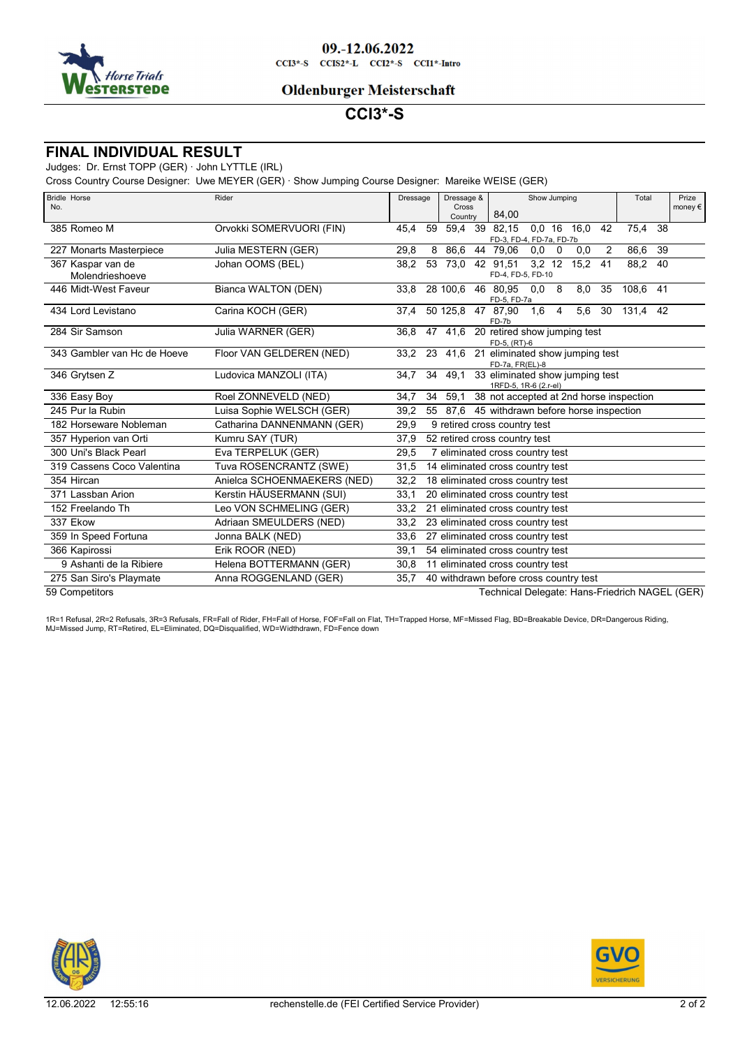09.-12.06.2022

CCI3*-S CCIS2*-L CCI2*-S CCI1*-Intro

Oldenburger Meisterschaft

# CCI3*-S

## FINAL INDIVIDUAL RESULT

Judges: Dr. Ernst TOPP (GER) · John LYTTLE (IRL)

Cross Country Course Designer: Uwe MEYER (GER) · Show Jumping Course Designer: Mareike WEISE (GER)

| Bridle No. | Horse | Rider | Dressage | | Dressage & Cross Country | | Show Jumping 84,00 | | | | | Total | | Prize money € |
|---|---|---|---|---|---|---|---|---|---|---|---|---|---|---|
| 385 | Romeo M | Orvokki SOMERVUORI (FIN) | 45,4 | 59 | 59,4 | 39 | 82,15 FD-3, FD-4, FD-7a, FD-7b | 0,0 | 16 | 16,0 | 42 | 75,4 | 38 | |
| 227 | Monarts Masterpiece | Julia MESTERN (GER) | 29,8 | 8 | 86,6 | 44 | 79,06 | 0,0 | 0 | 0,0 | 2 | 86,6 | 39 | |
| 367 | Kaspar van de Molendrieshoeve | Johan OOMS (BEL) | 38,2 | 53 | 73,0 | 42 | 91,51 FD-4, FD-5, FD-10 | 3,2 | 12 | 15,2 | 41 | 88,2 | 40 | |
| 446 | Midt-West Faveur | Bianca WALTON (DEN) | 33,8 | 28 | 100,6 | 46 | 80,95 FD-5, FD-7a | 0,0 | 8 | 8,0 | 35 | 108,6 | 41 | |
| 434 | Lord Levistano | Carina KOCH (GER) | 37,4 | 50 | 125,8 | 47 | 87,90 FD-7b | 1,6 | 4 | 5,6 | 30 | 131,4 | 42 | |
| 284 | Sir Samson | Julia WARNER (GER) | 36,8 | 47 | 41,6 | 20 | retired show jumping test FD-5, (RT)-6 | | | | | | | |
| 343 | Gambler van Hc de Hoeve | Floor VAN GELDEREN (NED) | 33,2 | 23 | 41,6 | 21 | eliminated show jumping test FD-7a, FR(EL)-8 | | | | | | | |
| 346 | Grytsen Z | Ludovica MANZOLI (ITA) | 34,7 | 34 | 49,1 | 33 | eliminated show jumping test 1RFD-5, 1R-6 (2.r-el) | | | | | | | |
| 336 | Easy Boy | Roel ZONNEVELD (NED) | 34,7 | 34 | 59,1 | 38 | not accepted at 2nd horse inspection | | | | | | | |
| 245 | Pur la Rubin | Luisa Sophie WELSCH (GER) | 39,2 | 55 | 87,6 | 45 | withdrawn before horse inspection | | | | | | | |
| 182 | Horseware Nobleman | Catharina DANNENMANN (GER) | 29,9 | 9 | retired cross country test | | | | | | | | | |
| 357 | Hyperion van Orti | Kumru SAY (TUR) | 37,9 | 52 | retired cross country test | | | | | | | | | |
| 300 | Uni's Black Pearl | Eva TERPELUK (GER) | 29,5 | 7 | eliminated cross country test | | | | | | | | | |
| 319 | Cassens Coco Valentina | Tuva ROSENCRANTZ (SWE) | 31,5 | 14 | eliminated cross country test | | | | | | | | | |
| 354 | Hircan | Anielca SCHOENMAEKERS (NED) | 32,2 | 18 | eliminated cross country test | | | | | | | | | |
| 371 | Lassban Arion | Kerstin HÄUSERMANN (SUI) | 33,1 | 20 | eliminated cross country test | | | | | | | | | |
| 152 | Freelando Th | Leo VON SCHMELING (GER) | 33,2 | 21 | eliminated cross country test | | | | | | | | | |
| 337 | Ekow | Adriaan SMEULDERS (NED) | 33,2 | 23 | eliminated cross country test | | | | | | | | | |
| 359 | In Speed Fortuna | Jonna BALK (NED) | 33,6 | 27 | eliminated cross country test | | | | | | | | | |
| 366 | Kapirossi | Erik ROOR (NED) | 39,1 | 54 | eliminated cross country test | | | | | | | | | |
| 9 | Ashanti de la Ribiere | Helena BOTTERMANN (GER) | 30,8 | 11 | eliminated cross country test | | | | | | | | | |
| 275 | San Siro's Playmate | Anna ROGGENLAND (GER) | 35,7 | 40 | withdrawn before cross country test | | | | | | | | | |

59 Competitors

Technical Delegate: Hans-Friedrich NAGEL (GER)

1R=1 Refusal, 2R=2 Refusals, 3R=3 Refusals, FR=Fall of Rider, FH=Fall of Horse, FOF=Fall on Flat, TH=Trapped Horse, MF=Missed Flag, BD=Breakable Device, DR=Dangerous Riding, MJ=Missed Jump, RT=Retired, EL=Eliminated, DQ=Disqualified, WD=Widthdrawn, FD=Fence down

12.06.2022 12:55:16 rechenstelle.de (FEI Certified Service Provider)